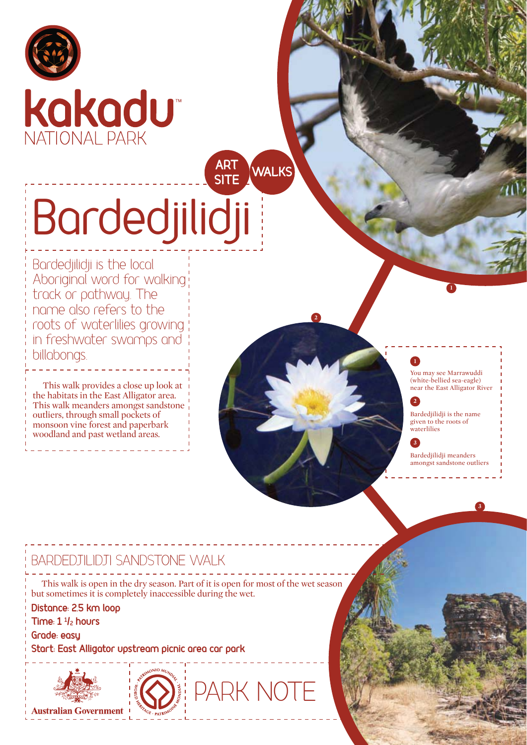kakadu™ NATIONAL PARK

ART SITE WALKS

# Bardedjilidji

Bardedjilidji is the local Aboriginal word for walking track or pathway. The name also refers to the roots of waterlilies growing in freshwater swamps and billabongs.

This walk provides a close up look at the habitats in the East Alligator area. This walk meanders amongst sandstone outliers, through small pockets of monsoon vine forest and paperbark woodland and past wetland areas.

1. You may see Marrawuddi (white-bellied sea-eagle) near the East Alligator River
2. Bardedjilidji is the name given to the roots of waterlilies
3. Bardedjilidji meanders amongst sandstone outliers

## BARDEDJILIDJI SANDSTONE WALK

This walk is open in the dry season. Part of it is open for most of the wet season but sometimes it is completely inaccessible during the wet.

**Distance: 2.5 km loop**

**Time: 1 1/2 hours**

**Grade: easy**

**Start: East Alligator upstream picnic area car park**

Australian Government

PARK NOTE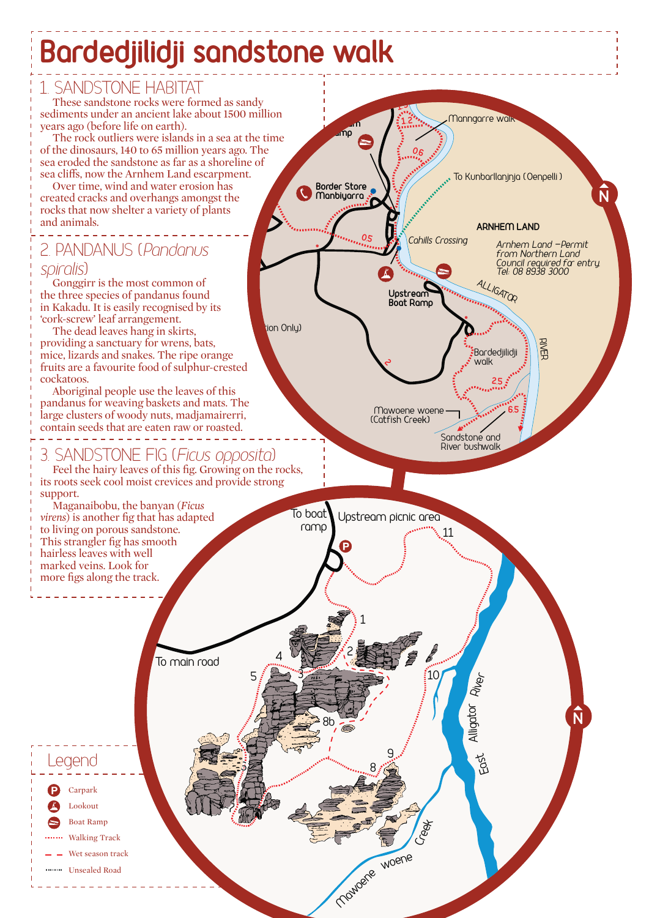# Bardedjilidji sandstone walk

## 1. SANDSTONE HABITAT

These sandstone rocks were formed as sandy sediments under an ancient lake about 1500 million years ago (before life on earth).

The rock outliers were islands in a sea at the time of the dinosaurs, 140 to 65 million years ago. The sea eroded the sandstone as far as a shoreline of sea cliffs, now the Arnhem Land escarpment.

Over time, wind and water erosion has created cracks and overhangs amongst the rocks that now shelter a variety of plants and animals.

## 2. PANDANUS (*Pandanus spiralis*)

Gonggirr is the most common of the three species of pandanus found in Kakadu. It is easily recognised by its 'cork-screw' leaf arrangement.

The dead leaves hang in skirts, providing a sanctuary for wrens, bats, mice, lizards and snakes. The ripe orange fruits are a favourite food of sulphur-crested cockatoos.

Aboriginal people use the leaves of this pandanus for weaving baskets and mats. The large clusters of woody nuts, madjamairerri, contain seeds that are eaten raw or roasted.

## 3. SANDSTONE FIG (*Ficus opposita*)

Feel the hairy leaves of this fig. Growing on the rocks, its roots seek cool moist crevices and provide strong support.

Maganaibobu, the banyan (*Ficus virens*) is another fig that has adapted to living on porous sandstone. This strangler fig has smooth hairless leaves with well marked veins. Look for more figs along the track.

Manngarre walk

To Kunbarllanjnja (Oenpelli)

Border Store Manbiyarra

Cahills Crossing

ARNHEM LAND

*Arnhem Land – Permit from Northern Land Council required for entry. Tel: 08 8938 3000*

Upstream Boat Ramp

ALLIGATOR RIVER

Bardedjilidji walk

Mawoene woene (Catfish Creek)

Sandstone and River bushwalk

To boat ramp

Upstream picnic area

To main road

East Alligator River

Mawoene woene Creek

## Legend

- Carpark
- Lookout
- Boat Ramp
- Walking Track
- Wet season track
- Unsealed Road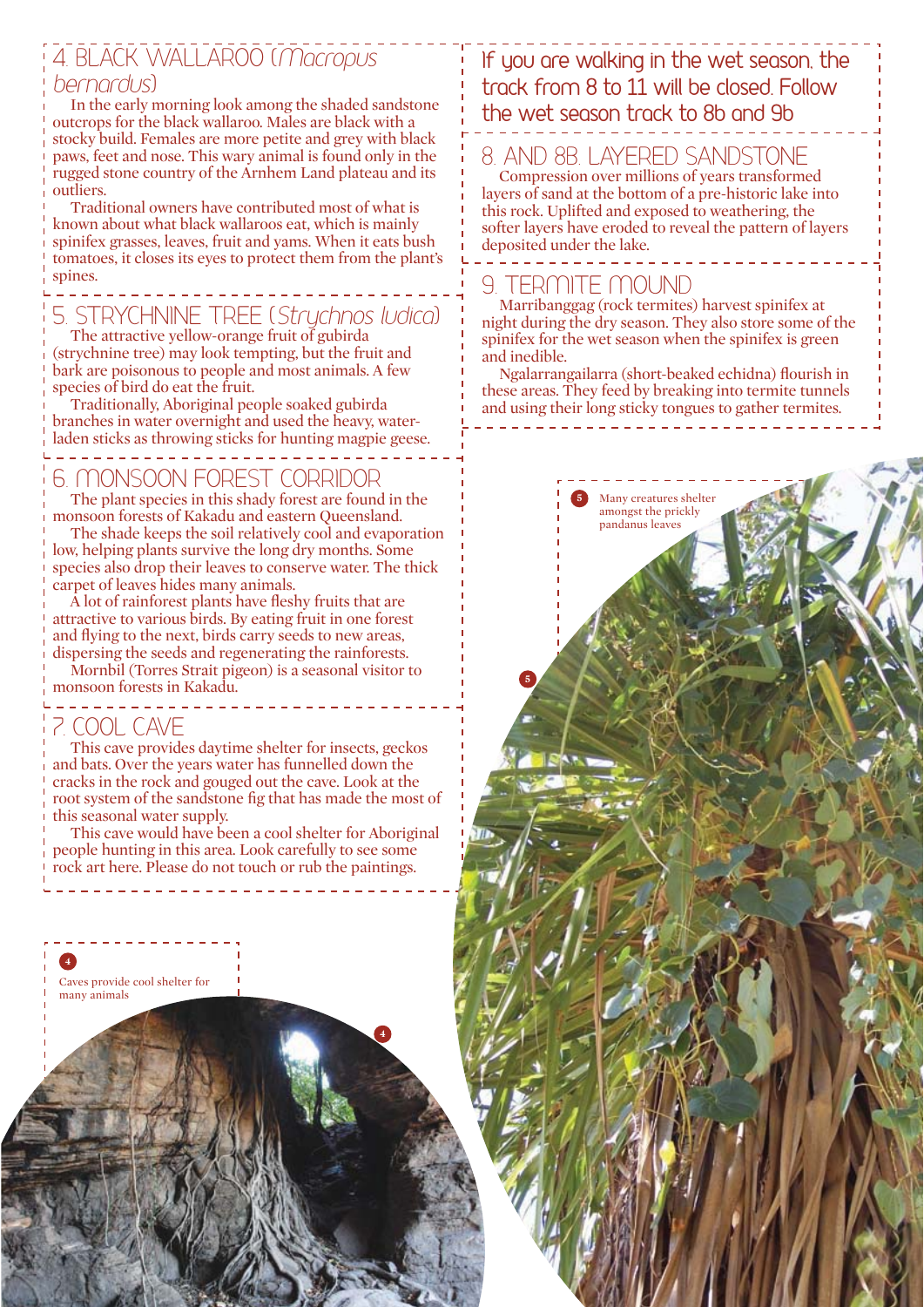## 4. BLACK WALLAROO (*Macropus bernardus*)

In the early morning look among the shaded sandstone outcrops for the black wallaroo. Males are black with a stocky build. Females are more petite and grey with black paws, feet and nose. This wary animal is found only in the rugged stone country of the Arnhem Land plateau and its outliers.

Traditional owners have contributed most of what is known about what black wallaroos eat, which is mainly spinifex grasses, leaves, fruit and yams. When it eats bush tomatoes, it closes its eyes to protect them from the plant's spines.

## 5. STRYCHNINE TREE (*Strychnos lucida*)

The attractive yellow-orange fruit of gubirda (strychnine tree) may look tempting, but the fruit and bark are poisonous to people and most animals. A few species of bird do eat the fruit.

Traditionally, Aboriginal people soaked gubirda branches in water overnight and used the heavy, water-laden sticks as throwing sticks for hunting magpie geese.

## 6. MONSOON FOREST CORRIDOR

The plant species in this shady forest are found in the monsoon forests of Kakadu and eastern Queensland.

The shade keeps the soil relatively cool and evaporation low, helping plants survive the long dry months. Some species also drop their leaves to conserve water. The thick carpet of leaves hides many animals.

A lot of rainforest plants have fleshy fruits that are attractive to various birds. By eating fruit in one forest and flying to the next, birds carry seeds to new areas, dispersing the seeds and regenerating the rainforests.

Mornbil (Torres Strait pigeon) is a seasonal visitor to monsoon forests in Kakadu.

## 7. COOL CAVE

This cave provides daytime shelter for insects, geckos and bats. Over the years water has funnelled down the cracks in the rock and gouged out the cave. Look at the root system of the sandstone fig that has made the most of this seasonal water supply.

This cave would have been a cool shelter for Aboriginal people hunting in this area. Look carefully to see some rock art here. Please do not touch or rub the paintings.

4 Caves provide cool shelter for many animals

**If you are walking in the wet season, the track from 8 to 11 will be closed. Follow the wet season track to 8b and 9b**

## 8. AND 8B. LAYERED SANDSTONE

Compression over millions of years transformed layers of sand at the bottom of a pre-historic lake into this rock. Uplifted and exposed to weathering, the softer layers have eroded to reveal the pattern of layers deposited under the lake.

## 9. TERMITE MOUND

Marribanggag (rock termites) harvest spinifex at night during the dry season. They also store some of the spinifex for the wet season when the spinifex is green and inedible.

Ngalarrangailarra (short-beaked echidna) flourish in these areas. They feed by breaking into termite tunnels and using their long sticky tongues to gather termites.

5 Many creatures shelter amongst the prickly pandanus leaves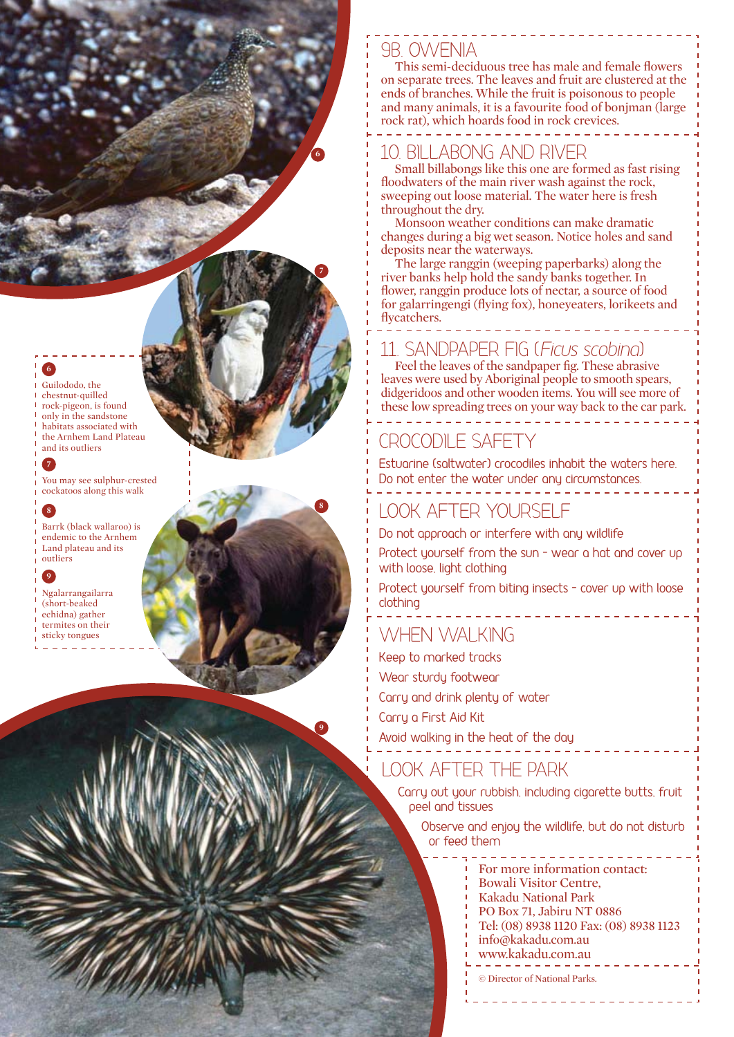**6**

Guilododo, the chestnut-quilled rock-pigeon, is found only in the sandstone habitats associated with the Arnhem Land Plateau and its outliers

**7**

You may see sulphur-crested cockatoos along this walk

**8**

Barrk (black wallaroo) is endemic to the Arnhem Land plateau and its outliers

**9**

Ngalarrangailarra (short-beaked echidna) gather termites on their sticky tongues

## 9B. OWENIA

This semi-deciduous tree has male and female flowers on separate trees. The leaves and fruit are clustered at the ends of branches. While the fruit is poisonous to people and many animals, it is a favourite food of bonjman (large rock rat), which hoards food in rock crevices.

## 10. BILLABONG AND RIVER

Small billabongs like this one are formed as fast rising floodwaters of the main river wash against the rock, sweeping out loose material. The water here is fresh throughout the dry.

Monsoon weather conditions can make dramatic changes during a big wet season. Notice holes and sand deposits near the waterways.

The large ranggin (weeping paperbarks) along the river banks help hold the sandy banks together. In flower, ranggin produce lots of nectar, a source of food for galarringengi (flying fox), honeyeaters, lorikeets and flycatchers.

## 11. SANDPAPER FIG (*Ficus scobina*)

Feel the leaves of the sandpaper fig. These abrasive leaves were used by Aboriginal people to smooth spears, didgeridoos and other wooden items. You will see more of these low spreading trees on your way back to the car park.

## CROCODILE SAFETY

Estuarine (saltwater) crocodiles inhabit the waters here. Do not enter the water under any circumstances.

## LOOK AFTER YOURSELF

Do not approach or interfere with any wildlife

Protect yourself from the sun - wear a hat and cover up with loose, light clothing

Protect yourself from biting insects - cover up with loose clothing

## WHEN WALKING

Keep to marked tracks

Wear sturdy footwear

Carry and drink plenty of water

Carry a First Aid Kit

Avoid walking in the heat of the day

## LOOK AFTER THE PARK

Carry out your rubbish, including cigarette butts, fruit peel and tissues

Observe and enjoy the wildlife, but do not disturb or feed them

For more information contact:
Bowali Visitor Centre,
Kakadu National Park
PO Box 71, Jabiru NT 0886
Tel: (08) 8938 1120 Fax: (08) 8938 1123
info@kakadu.com.au
www.kakadu.com.au

© Director of National Parks.